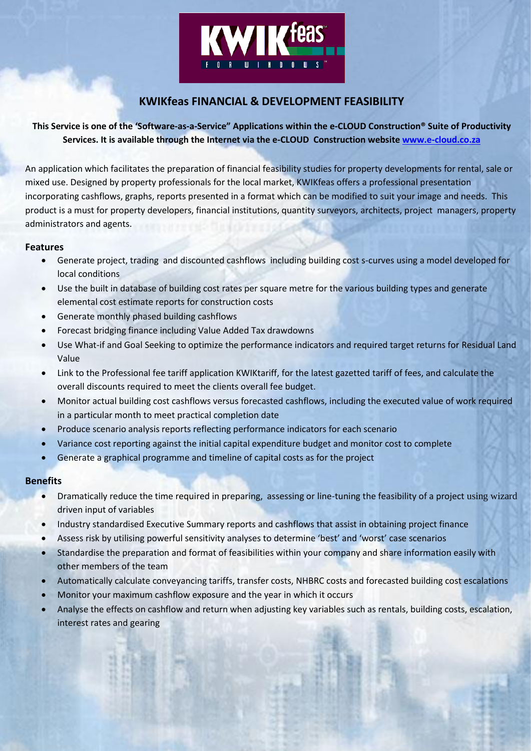# KWIKfeas FINANCIAL & DEVELOPMENT FEASIBILITY

**This Service is one of the 'Software-as-a-Service" Applications within the e-CLOUD Construction® Suite of Productivity Services. It is available through the Internet via the e-CLOUD Construction website [www.e-cloud.co.za](www.e-cloud.co.za)**

An application which facilitates the preparation of financial feasibility studies for property developments for rental, sale or mixed use. Designed by property professionals for the local market, KWIKfeas offers a professional presentation incorporating cashflows, graphs, reports presented in a format which can be modified to suit your image and needs. This product is a must for property developers, financial institutions, quantity surveyors, architects, project managers, property administrators and agents.

## Features

- Generate project, trading and discounted cashflows including building cost s-curves using a model developed for local conditions
- Use the built in database of building cost rates per square metre for the various building types and generate elemental cost estimate reports for construction costs
- Generate monthly phased building cashflows
- Forecast bridging finance including Value Added Tax drawdowns
- Use What-if and Goal Seeking to optimize the performance indicators and required target returns for Residual Land Value
- Link to the Professional fee tariff application KWIKtariff, for the latest gazetted tariff of fees, and calculate the overall discounts required to meet the clients overall fee budget.
- Monitor actual building cost cashflows versus forecasted cashflows, including the executed value of work required in a particular month to meet practical completion date
- Produce scenario analysis reports reflecting performance indicators for each scenario
- Variance cost reporting against the initial capital expenditure budget and monitor cost to complete
- Generate a graphical programme and timeline of capital costs as for the project

## Benefits

- Dramatically reduce the time required in preparing, assessing or line-tuning the feasibility of a project using wizard driven input of variables
- Industry standardised Executive Summary reports and cashflows that assist in obtaining project finance
- Assess risk by utilising powerful sensitivity analyses to determine 'best' and 'worst' case scenarios
- Standardise the preparation and format of feasibilities within your company and share information easily with other members of the team
- Automatically calculate conveyancing tariffs, transfer costs, NHBRC costs and forecasted building cost escalations
- Monitor your maximum cashflow exposure and the year in which it occurs
- Analyse the effects on cashflow and return when adjusting key variables such as rentals, building costs, escalation, interest rates and gearing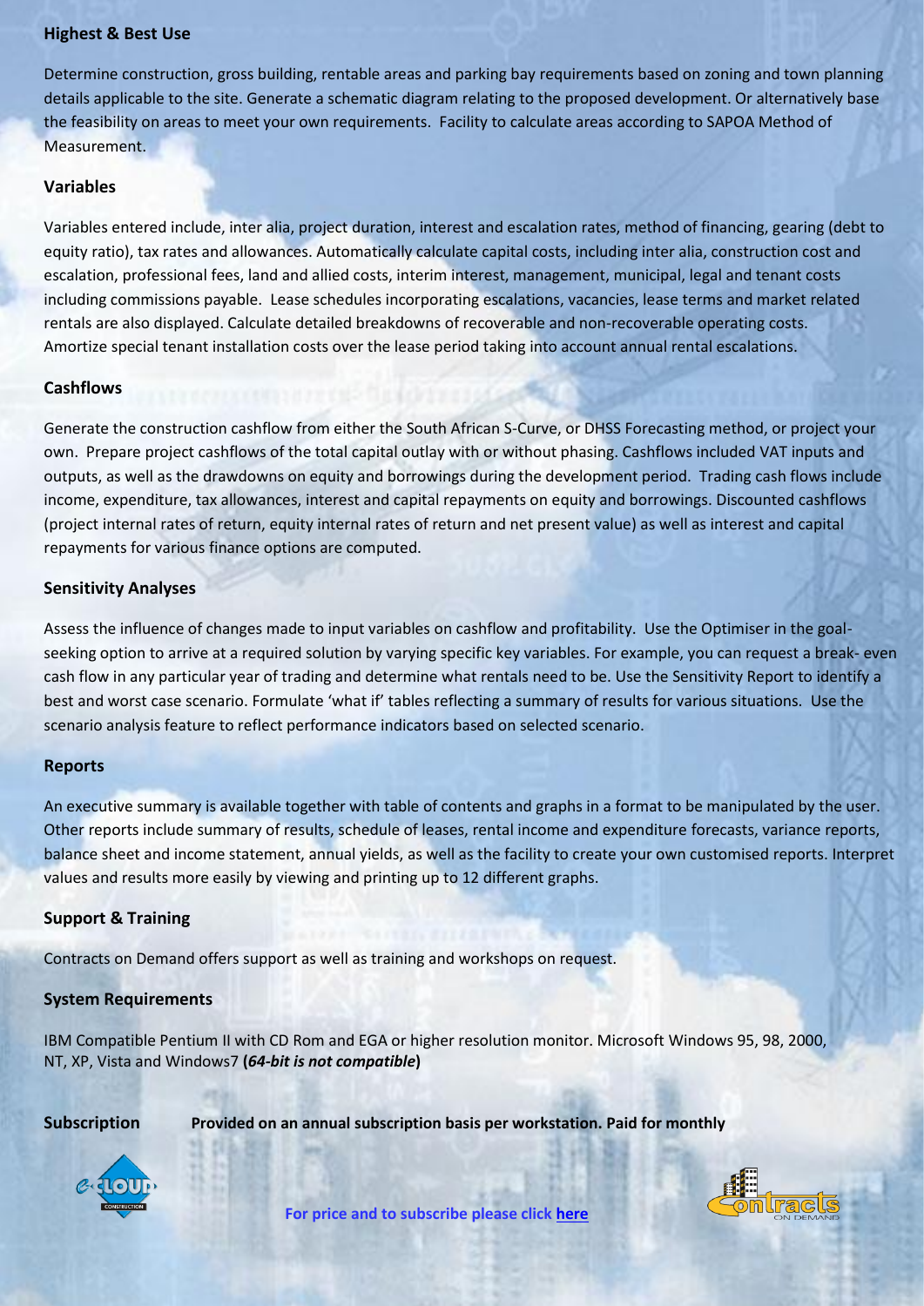## Highest & Best Use

Determine construction, gross building, rentable areas and parking bay requirements based on zoning and town planning details applicable to the site. Generate a schematic diagram relating to the proposed development. Or alternatively base the feasibility on areas to meet your own requirements. Facility to calculate areas according to SAPOA Method of Measurement.

## Variables

Variables entered include, inter alia, project duration, interest and escalation rates, method of financing, gearing (debt to equity ratio), tax rates and allowances. Automatically calculate capital costs, including inter alia, construction cost and escalation, professional fees, land and allied costs, interim interest, management, municipal, legal and tenant costs including commissions payable. Lease schedules incorporating escalations, vacancies, lease terms and market related rentals are also displayed. Calculate detailed breakdowns of recoverable and non-recoverable operating costs. Amortize special tenant installation costs over the lease period taking into account annual rental escalations.

## Cashflows

Generate the construction cashflow from either the South African S-Curve, or DHSS Forecasting method, or project your own. Prepare project cashflows of the total capital outlay with or without phasing. Cashflows included VAT inputs and outputs, as well as the drawdowns on equity and borrowings during the development period. Trading cash flows include income, expenditure, tax allowances, interest and capital repayments on equity and borrowings. Discounted cashflows (project internal rates of return, equity internal rates of return and net present value) as well as interest and capital repayments for various finance options are computed.

## Sensitivity Analyses

Assess the influence of changes made to input variables on cashflow and profitability. Use the Optimiser in the goal-seeking option to arrive at a required solution by varying specific key variables. For example, you can request a break- even cash flow in any particular year of trading and determine what rentals need to be. Use the Sensitivity Report to identify a best and worst case scenario. Formulate 'what if' tables reflecting a summary of results for various situations. Use the scenario analysis feature to reflect performance indicators based on selected scenario.

## Reports

An executive summary is available together with table of contents and graphs in a format to be manipulated by the user. Other reports include summary of results, schedule of leases, rental income and expenditure forecasts, variance reports, balance sheet and income statement, annual yields, as well as the facility to create your own customised reports. Interpret values and results more easily by viewing and printing up to 12 different graphs.

## Support & Training

Contracts on Demand offers support as well as training and workshops on request.

## System Requirements

IBM Compatible Pentium II with CD Rom and EGA or higher resolution monitor. Microsoft Windows 95, 98, 2000, NT, XP, Vista and Windows7 (***64-bit is not compatible***)

**Subscription** **Provided on an annual subscription basis per workstation. Paid for monthly**

**For price and to subscribe please click [here]()**